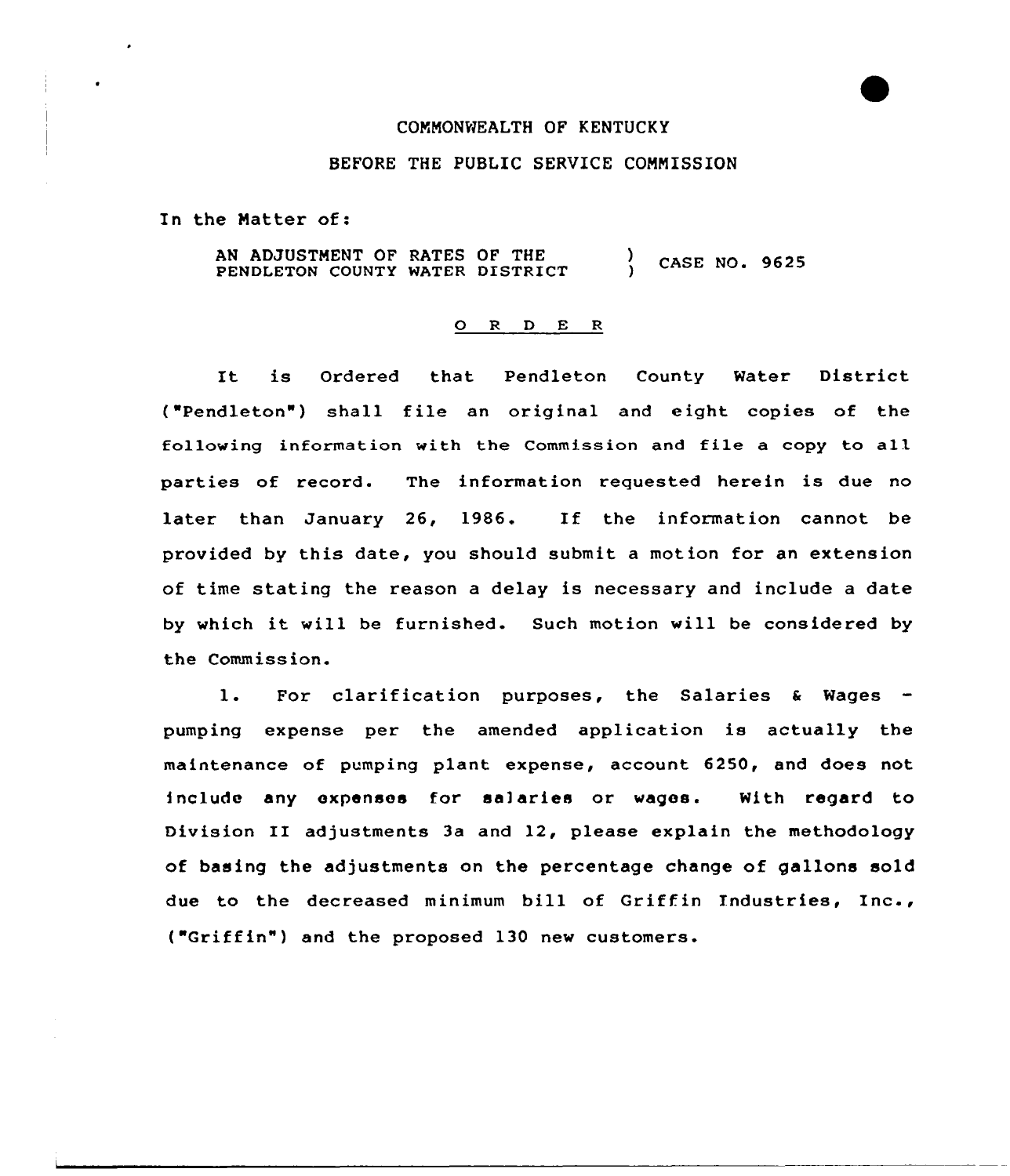COMMONWEALTH OF KENTUCKY

BEFORE THE PUBLIC SERVICE COMMISSION

In the Matter of:

AN ADJUSTMENT OF RATES OF THE PENDLETON COUNTY WATER DISTRICT ) CASE NO. 9625

O R D E R

It is Ordered that Pendleton County Water District ("Pendleton") shall file an original and eight copies of the following information with the Commission and file a copy to all parties of record. The information requested herein is due no later than January 26, 1986. If the information cannot be provided by this date, you should submit a motion for an extension of time stating the reason a delay is necessary and include a date by which it will be furnished. Such motion will be considered by the Commission.

1. For clarification purposes, the Salaries & Wages - pumping expense per the amended application is actually the maintenance of pumping plant expense, account 6250, and does not include any expenses for salaries or wages. With regard to Division II adjustments 3a and 12, please explain the methodology of basing the adjustments on the percentage change of gallons sold due to the decreased minimum bill of Griffin Industries, Inc., ("Griffin") and the proposed 130 new customers.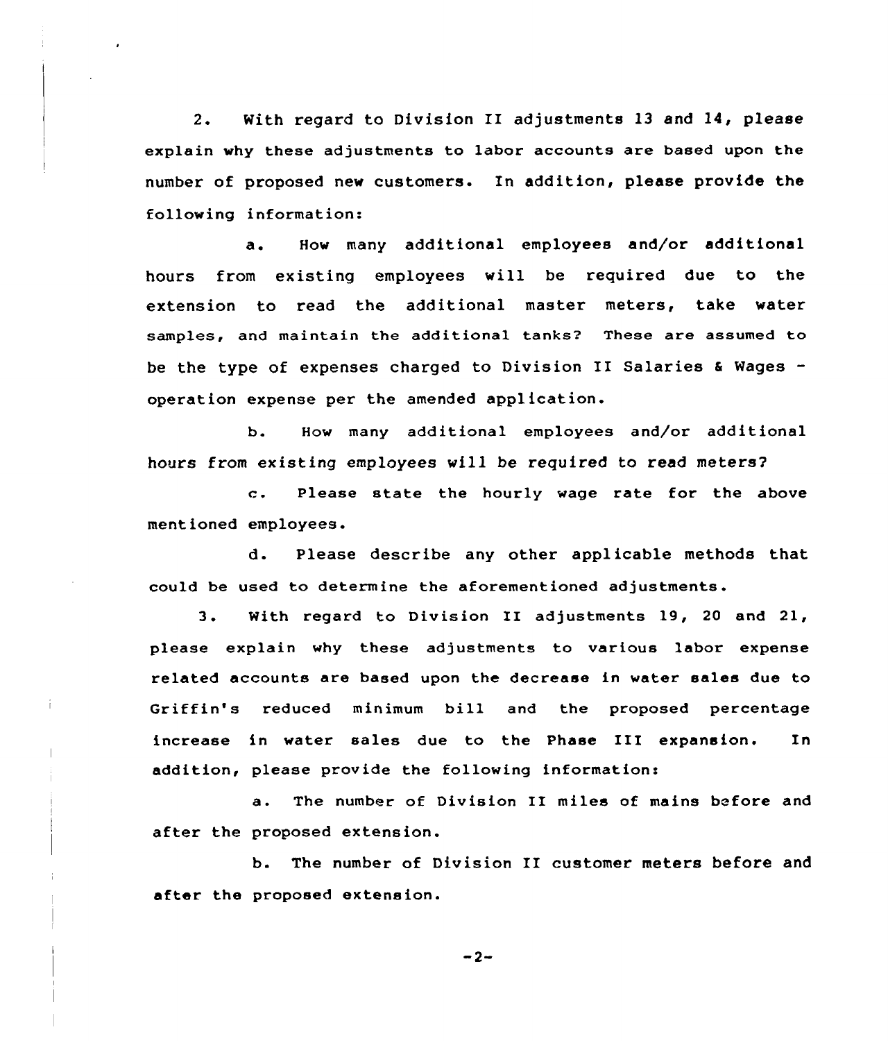2. With regard to Division II adjustments 13 and 14, please explain why these adjustments to labor accounts are based upon the number of proposed new customers. In addition, please provide the following information:

a. How many additional employees and/or additional hours from existing employees will be required due to the extension to read the additional master meters, take water samples, and maintain the additional tanks? These are assumed to be the type of expenses charged to Division II Salaries & Wages - operation expense per the amended application.

b. How many additional employees and/or additional hours from existing employees will be required to read meters?

c. Please state the hourly wage rate for the above mentioned employees.

d. Please describe any other applicable methods that could be used to determine the aforementioned adjustments.

3. With regard to Division II adjustments 19, 20 and 21, please explain why these adjustments to various labor expense related accounts are based upon the decrease in water sales due to Griffin's reduced minimum bill and the proposed percentage increase in water sales due to the Phase III expansion. In addition, please provide the following information:

a. The number of Division II miles of mains before and after the proposed extension.

b. The number of Division II customer meters before and after the proposed extension.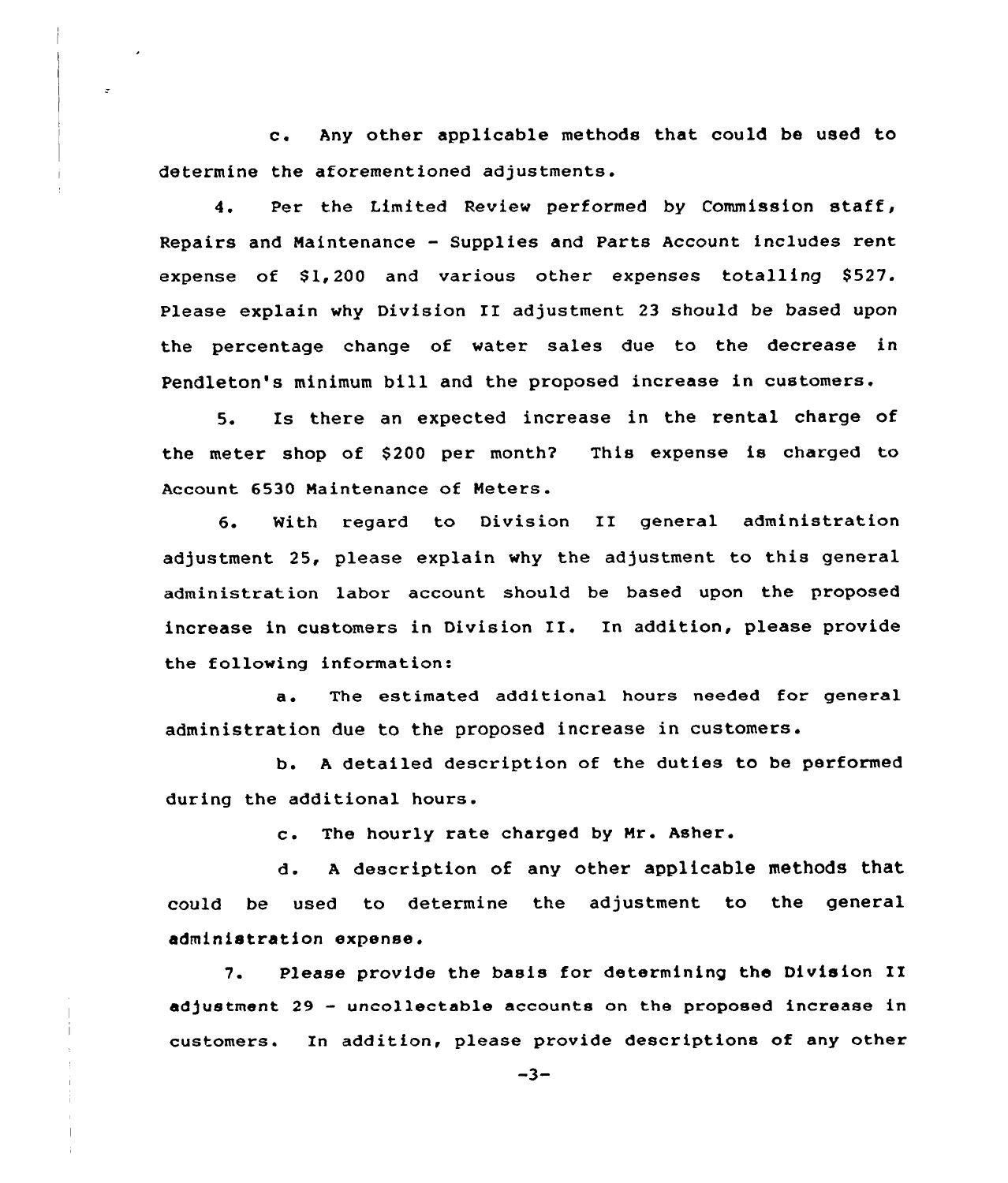c. Any other applicable methods that could be used to determine the aforementioned adjustments.

4. Per the Limited Review performed by Commission staff, Repairs and Maintenance - Supplies and Parts Account includes rent expense of $1,200 and various other expenses totalling $527. Please explain why Division II adjustment 23 should be based upon the percentage change of water sales due to the decrease in Pendleton's minimum bill and the proposed increase in customers.

5. Is there an expected increase in the rental charge of the meter shop of $200 per month? This expense is charged to Account 6530 Maintenance of Meters.

6. With regard to Division II general administration adjustment 25, please explain why the adjustment to this general administration labor account should be based upon the proposed increase in customers in Division II. In addition, please provide the following information:

a. The estimated additional hours needed for general administration due to the proposed increase in customers.

b. A detailed description of the duties to be performed during the additional hours.

c. The hourly rate charged by Mr. Asher.

d. A description of any other applicable methods that could be used to determine the adjustment to the general administration expense.

7. Please provide the basis for determining the Division II adjustment 29 - uncollectable accounts on the proposed increase in customers. In addition, please provide descriptions of any other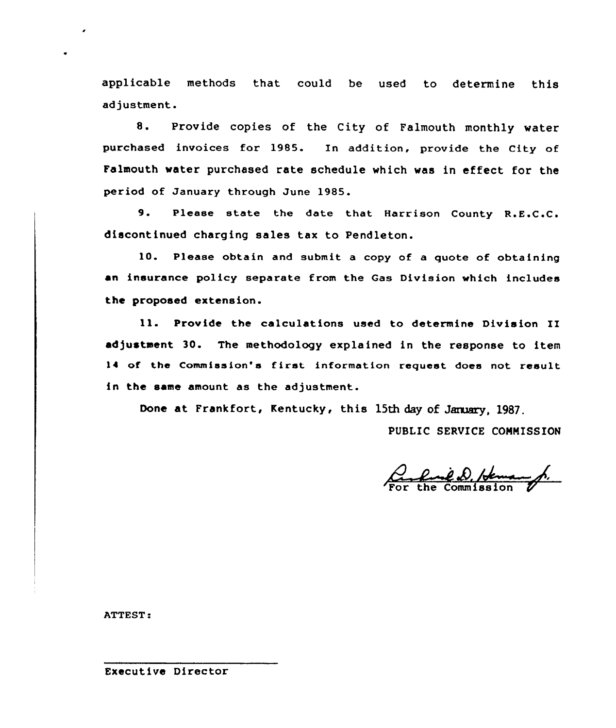applicable methods that could be used to determine this adjustment.

8. Provide copies of the City of Falmouth monthly water purchased invoices for 1985. In addition, provide the City of Falmouth water purchased rate schedule which was in effect for the period of January through June 1985.

9. Please state the date that Harrison County R.E.C.C. discontinued charging sales tax to Pendleton.

10. Please obtain and submit a copy of a quote of obtaining an insurance policy separate from the Gas Division which includes the proposed extension.

11. Provide the calculations used to determine Division II adjustment 30. The methodology explained in the response to item 14 of the Commission's first information request does not result in the same amount as the adjustment.

Done at Frankfort, Kentucky, this 15th day of January, 1987.

PUBLIC SERVICE COMMISSION

For the Commission

ATTEST:

Executive Director